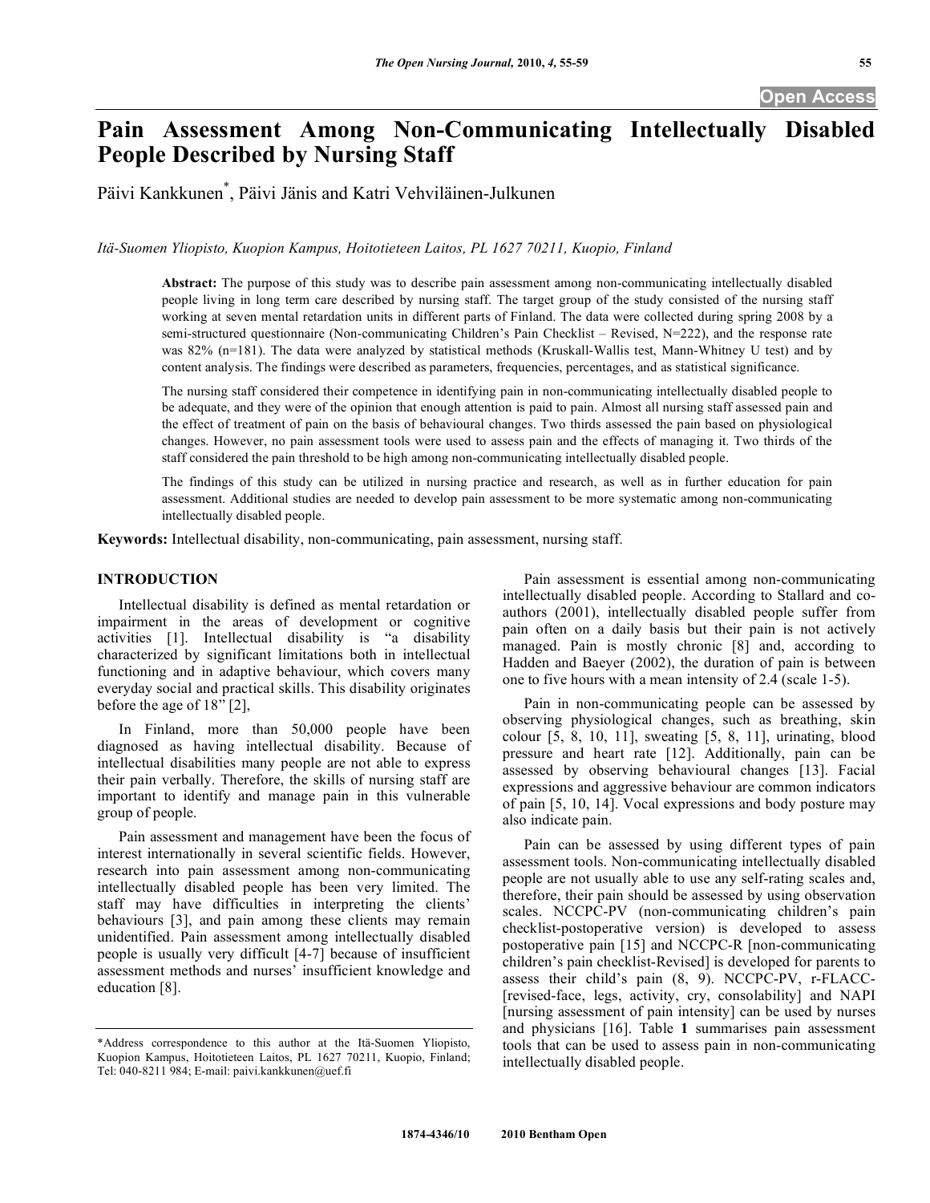# Pain Assessment Among Non-Communicating Intellectually Disabled People Described by Nursing Staff

Päivi Kankkunen*, Päivi Jänis and Katri Vehviläinen-Julkunen

*Itä-Suomen Yliopisto, Kuopion Kampus, Hoitotieteen Laitos, PL 1627 70211, Kuopio, Finland*

**Abstract:** The purpose of this study was to describe pain assessment among non-communicating intellectually disabled people living in long term care described by nursing staff. The target group of the study consisted of the nursing staff working at seven mental retardation units in different parts of Finland. The data were collected during spring 2008 by a semi-structured questionnaire (Non-communicating Children's Pain Checklist – Revised, N=222), and the response rate was 82% (n=181). The data were analyzed by statistical methods (Kruskall-Wallis test, Mann-Whitney U test) and by content analysis. The findings were described as parameters, frequencies, percentages, and as statistical significance.

The nursing staff considered their competence in identifying pain in non-communicating intellectually disabled people to be adequate, and they were of the opinion that enough attention is paid to pain. Almost all nursing staff assessed pain and the effect of treatment of pain on the basis of behavioural changes. Two thirds assessed the pain based on physiological changes. However, no pain assessment tools were used to assess pain and the effects of managing it. Two thirds of the staff considered the pain threshold to be high among non-communicating intellectually disabled people.

The findings of this study can be utilized in nursing practice and research, as well as in further education for pain assessment. Additional studies are needed to develop pain assessment to be more systematic among non-communicating intellectually disabled people.

**Keywords:** Intellectual disability, non-communicating, pain assessment, nursing staff.

## INTRODUCTION

Intellectual disability is defined as mental retardation or impairment in the areas of development or cognitive activities [1]. Intellectual disability is "a disability characterized by significant limitations both in intellectual functioning and in adaptive behaviour, which covers many everyday social and practical skills. This disability originates before the age of 18" [2],

In Finland, more than 50,000 people have been diagnosed as having intellectual disability. Because of intellectual disabilities many people are not able to express their pain verbally. Therefore, the skills of nursing staff are important to identify and manage pain in this vulnerable group of people.

Pain assessment and management have been the focus of interest internationally in several scientific fields. However, research into pain assessment among non-communicating intellectually disabled people has been very limited. The staff may have difficulties in interpreting the clients' behaviours [3], and pain among these clients may remain unidentified. Pain assessment among intellectually disabled people is usually very difficult [4-7] because of insufficient assessment methods and nurses' insufficient knowledge and education [8].

Pain assessment is essential among non-communicating intellectually disabled people. According to Stallard and co-authors (2001), intellectually disabled people suffer from pain often on a daily basis but their pain is not actively managed. Pain is mostly chronic [8] and, according to Hadden and Baeyer (2002), the duration of pain is between one to five hours with a mean intensity of 2.4 (scale 1-5).

Pain in non-communicating people can be assessed by observing physiological changes, such as breathing, skin colour [5, 8, 10, 11], sweating [5, 8, 11], urinating, blood pressure and heart rate [12]. Additionally, pain can be assessed by observing behavioural changes [13]. Facial expressions and aggressive behaviour are common indicators of pain [5, 10, 14]. Vocal expressions and body posture may also indicate pain.

Pain can be assessed by using different types of pain assessment tools. Non-communicating intellectually disabled people are not usually able to use any self-rating scales and, therefore, their pain should be assessed by using observation scales. NCCPC-PV (non-communicating children's pain checklist-postoperative version) is developed to assess postoperative pain [15] and NCCPC-R [non-communicating children's pain checklist-Revised] is developed for parents to assess their child's pain (8, 9). NCCPC-PV, r-FLACC- [revised-face, legs, activity, cry, consolability] and NAPI [nursing assessment of pain intensity] can be used by nurses and physicians [16]. Table **1** summarises pain assessment tools that can be used to assess pain in non-communicating intellectually disabled people.

---

*Address correspondence to this author at the Itä-Suomen Yliopisto, Kuopion Kampus, Hoitotieteen Laitos, PL 1627 70211, Kuopio, Finland; Tel: 040-8211 984; E-mail: paivi.kankkunen@uef.fi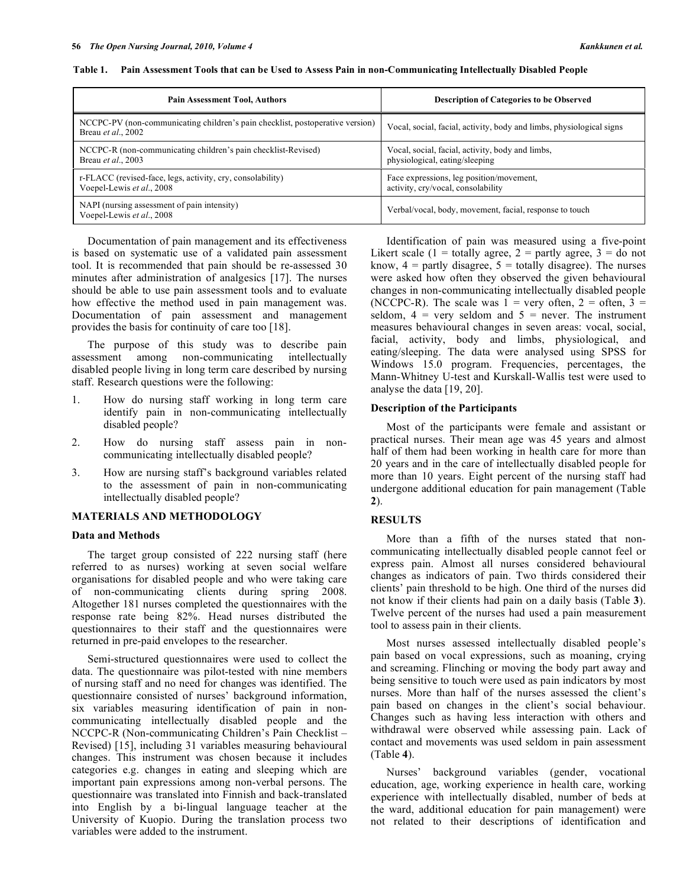**Table 1. Pain Assessment Tools that can be Used to Assess Pain in non-Communicating Intellectually Disabled People**

| Pain Assessment Tool, Authors | Description of Categories to be Observed |
|---|---|
| NCCPC-PV (non-communicating children's pain checklist, postoperative version) Breau *et al*., 2002 | Vocal, social, facial, activity, body and limbs, physiological signs |
| NCCPC-R (non-communicating children's pain checklist-Revised) Breau *et al*., 2003 | Vocal, social, facial, activity, body and limbs, physiological, eating/sleeping |
| r-FLACC (revised-face, legs, activity, cry, consolability) Voepel-Lewis *et al*., 2008 | Face expressions, leg position/movement, activity, cry/vocal, consolability |
| NAPI (nursing assessment of pain intensity) Voepel-Lewis *et al*., 2008 | Verbal/vocal, body, movement, facial, response to touch |

Documentation of pain management and its effectiveness is based on systematic use of a validated pain assessment tool. It is recommended that pain should be re-assessed 30 minutes after administration of analgesics [17]. The nurses should be able to use pain assessment tools and to evaluate how effective the method used in pain management was. Documentation of pain assessment and management provides the basis for continuity of care too [18].

The purpose of this study was to describe pain assessment among non-communicating intellectually disabled people living in long term care described by nursing staff. Research questions were the following:

1. How do nursing staff working in long term care identify pain in non-communicating intellectually disabled people?
2. How do nursing staff assess pain in non-communicating intellectually disabled people?
3. How are nursing staff's background variables related to the assessment of pain in non-communicating intellectually disabled people?

## MATERIALS AND METHODOLOGY

### Data and Methods

The target group consisted of 222 nursing staff (here referred to as nurses) working at seven social welfare organisations for disabled people and who were taking care of non-communicating clients during spring 2008. Altogether 181 nurses completed the questionnaires with the response rate being 82%. Head nurses distributed the questionnaires to their staff and the questionnaires were returned in pre-paid envelopes to the researcher.

Semi-structured questionnaires were used to collect the data. The questionnaire was pilot-tested with nine members of nursing staff and no need for changes was identified. The questionnaire consisted of nurses' background information, six variables measuring identification of pain in non-communicating intellectually disabled people and the NCCPC-R (Non-communicating Children's Pain Checklist – Revised) [15], including 31 variables measuring behavioural changes. This instrument was chosen because it includes categories e.g. changes in eating and sleeping which are important pain expressions among non-verbal persons. The questionnaire was translated into Finnish and back-translated into English by a bi-lingual language teacher at the University of Kuopio. During the translation process two variables were added to the instrument.

Identification of pain was measured using a five-point Likert scale (1 = totally agree, 2 = partly agree, 3 = do not know, 4 = partly disagree, 5 = totally disagree). The nurses were asked how often they observed the given behavioural changes in non-communicating intellectually disabled people (NCCPC-R). The scale was 1 = very often, 2 = often, 3 = seldom, 4 = very seldom and 5 = never. The instrument measures behavioural changes in seven areas: vocal, social, facial, activity, body and limbs, physiological, and eating/sleeping. The data were analysed using SPSS for Windows 15.0 program. Frequencies, percentages, the Mann-Whitney U-test and Kurskall-Wallis test were used to analyse the data [19, 20].

### Description of the Participants

Most of the participants were female and assistant or practical nurses. Their mean age was 45 years and almost half of them had been working in health care for more than 20 years and in the care of intellectually disabled people for more than 10 years. Eight percent of the nursing staff had undergone additional education for pain management (Table **2**).

## RESULTS

More than a fifth of the nurses stated that non-communicating intellectually disabled people cannot feel or express pain. Almost all nurses considered behavioural changes as indicators of pain. Two thirds considered their clients' pain threshold to be high. One third of the nurses did not know if their clients had pain on a daily basis (Table **3**). Twelve percent of the nurses had used a pain measurement tool to assess pain in their clients.

Most nurses assessed intellectually disabled people's pain based on vocal expressions, such as moaning, crying and screaming. Flinching or moving the body part away and being sensitive to touch were used as pain indicators by most nurses. More than half of the nurses assessed the client's pain based on changes in the client's social behaviour. Changes such as having less interaction with others and withdrawal were observed while assessing pain. Lack of contact and movements was used seldom in pain assessment (Table **4**).

Nurses' background variables (gender, vocational education, age, working experience in health care, working experience with intellectually disabled, number of beds at the ward, additional education for pain management) were not related to their descriptions of identification and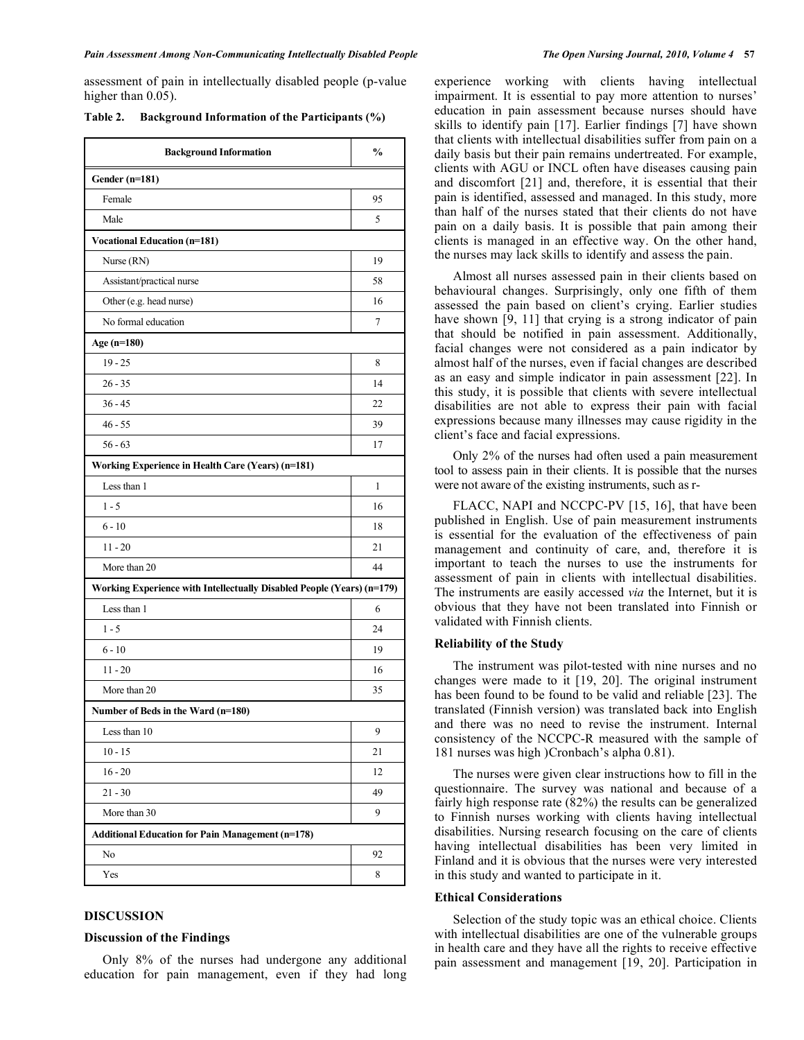assessment of pain in intellectually disabled people (p-value higher than 0.05).

**Table 2. Background Information of the Participants (%)**

| Background Information | % |
|---|---|
| **Gender (n=181)** | |
| Female | 95 |
| Male | 5 |
| **Vocational Education (n=181)** | |
| Nurse (RN) | 19 |
| Assistant/practical nurse | 58 |
| Other (e.g. head nurse) | 16 |
| No formal education | 7 |
| **Age (n=180)** | |
| 19 - 25 | 8 |
| 26 - 35 | 14 |
| 36 - 45 | 22 |
| 46 - 55 | 39 |
| 56 - 63 | 17 |
| **Working Experience in Health Care (Years) (n=181)** | |
| Less than 1 | 1 |
| 1 - 5 | 16 |
| 6 - 10 | 18 |
| 11 - 20 | 21 |
| More than 20 | 44 |
| **Working Experience with Intellectually Disabled People (Years) (n=179)** | |
| Less than 1 | 6 |
| 1 - 5 | 24 |
| 6 - 10 | 19 |
| 11 - 20 | 16 |
| More than 20 | 35 |
| **Number of Beds in the Ward (n=180)** | |
| Less than 10 | 9 |
| 10 - 15 | 21 |
| 16 - 20 | 12 |
| 21 - 30 | 49 |
| More than 30 | 9 |
| **Additional Education for Pain Management (n=178)** | |
| No | 92 |
| Yes | 8 |

## DISCUSSION

### Discussion of the Findings

Only 8% of the nurses had undergone any additional education for pain management, even if they had long experience working with clients having intellectual impairment. It is essential to pay more attention to nurses' education in pain assessment because nurses should have skills to identify pain [17]. Earlier findings [7] have shown that clients with intellectual disabilities suffer from pain on a daily basis but their pain remains undertreated. For example, clients with AGU or INCL often have diseases causing pain and discomfort [21] and, therefore, it is essential that their pain is identified, assessed and managed. In this study, more than half of the nurses stated that their clients do not have pain on a daily basis. It is possible that pain among their clients is managed in an effective way. On the other hand, the nurses may lack skills to identify and assess the pain.

Almost all nurses assessed pain in their clients based on behavioural changes. Surprisingly, only one fifth of them assessed the pain based on client's crying. Earlier studies have shown [9, 11] that crying is a strong indicator of pain that should be notified in pain assessment. Additionally, facial changes were not considered as a pain indicator by almost half of the nurses, even if facial changes are described as an easy and simple indicator in pain assessment [22]. In this study, it is possible that clients with severe intellectual disabilities are not able to express their pain with facial expressions because many illnesses may cause rigidity in the client's face and facial expressions.

Only 2% of the nurses had often used a pain measurement tool to assess pain in their clients. It is possible that the nurses were not aware of the existing instruments, such as r-FLACC, NAPI and NCCPC-PV [15, 16], that have been published in English. Use of pain measurement instruments is essential for the evaluation of the effectiveness of pain management and continuity of care, and, therefore it is important to teach the nurses to use the instruments for assessment of pain in clients with intellectual disabilities. The instruments are easily accessed *via* the Internet, but it is obvious that they have not been translated into Finnish or validated with Finnish clients.

### Reliability of the Study

The instrument was pilot-tested with nine nurses and no changes were made to it [19, 20]. The original instrument has been found to be found to be valid and reliable [23]. The translated (Finnish version) was translated back into English and there was no need to revise the instrument. Internal consistency of the NCCPC-R measured with the sample of 181 nurses was high )Cronbach's alpha 0.81).

The nurses were given clear instructions how to fill in the questionnaire. The survey was national and because of a fairly high response rate (82%) the results can be generalized to Finnish nurses working with clients having intellectual disabilities. Nursing research focusing on the care of clients having intellectual disabilities has been very limited in Finland and it is obvious that the nurses were very interested in this study and wanted to participate in it.

### Ethical Considerations

Selection of the study topic was an ethical choice. Clients with intellectual disabilities are one of the vulnerable groups in health care and they have all the rights to receive effective pain assessment and management [19, 20]. Participation in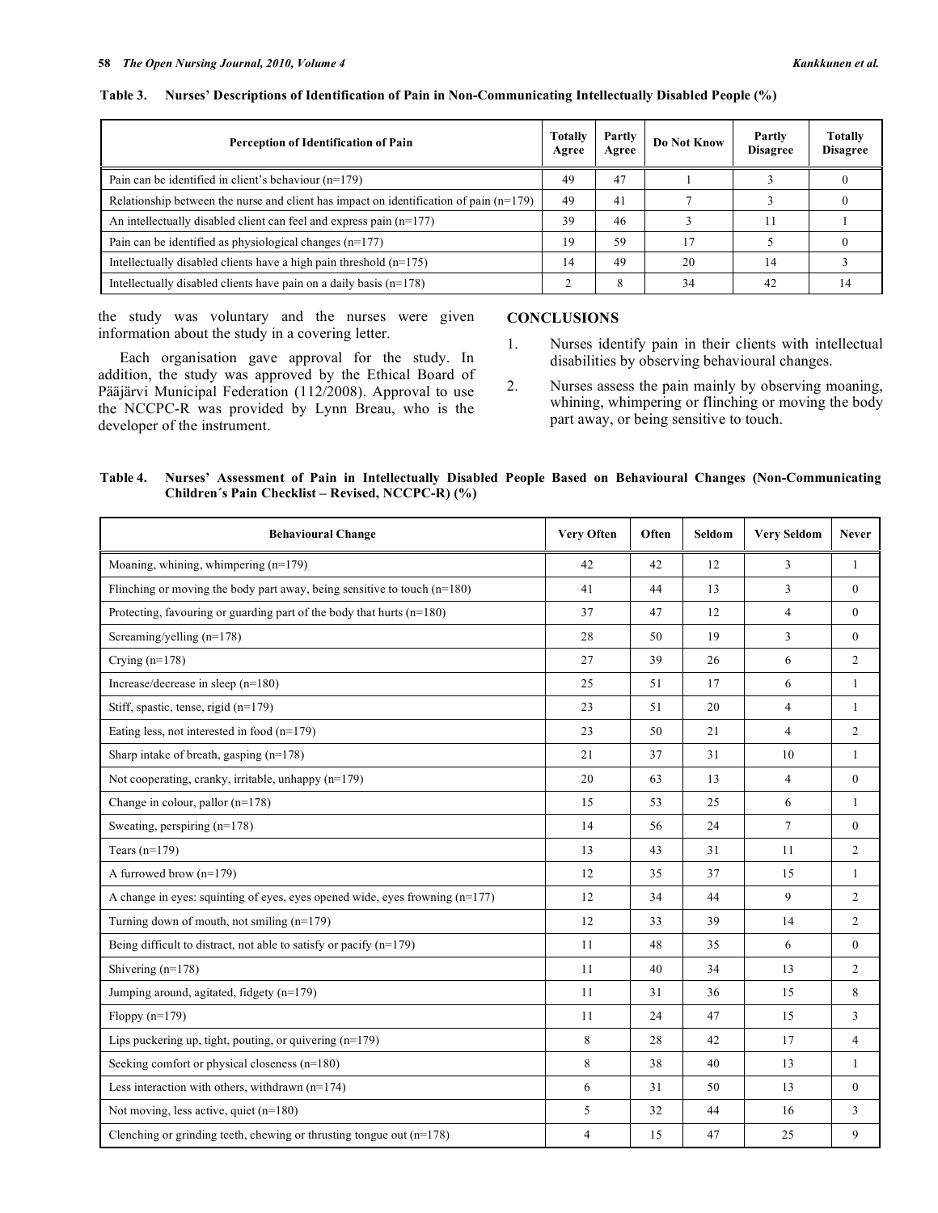**Table 3. Nurses' Descriptions of Identification of Pain in Non-Communicating Intellectually Disabled People (%)**

| Perception of Identification of Pain | Totally Agree | Partly Agree | Do Not Know | Partly Disagree | Totally Disagree |
|---|---|---|---|---|---|
| Pain can be identified in client's behaviour (n=179) | 49 | 47 | 1 | 3 | 0 |
| Relationship between the nurse and client has impact on identification of pain (n=179) | 49 | 41 | 7 | 3 | 0 |
| An intellectually disabled client can feel and express pain (n=177) | 39 | 46 | 3 | 11 | 1 |
| Pain can be identified as physiological changes (n=177) | 19 | 59 | 17 | 5 | 0 |
| Intellectually disabled clients have a high pain threshold (n=175) | 14 | 49 | 20 | 14 | 3 |
| Intellectually disabled clients have pain on a daily basis (n=178) | 2 | 8 | 34 | 42 | 14 |

the study was voluntary and the nurses were given information about the study in a covering letter.

Each organisation gave approval for the study. In addition, the study was approved by the Ethical Board of Pääjärvi Municipal Federation (112/2008). Approval to use the NCCPC-R was provided by Lynn Breau, who is the developer of the instrument.

## CONCLUSIONS

1. Nurses identify pain in their clients with intellectual disabilities by observing behavioural changes.
2. Nurses assess the pain mainly by observing moaning, whining, whimpering or flinching or moving the body part away, or being sensitive to touch.

**Table 4. Nurses' Assessment of Pain in Intellectually Disabled People Based on Behavioural Changes (Non-Communicating Children´s Pain Checklist – Revised, NCCPC-R) (%)**

| Behavioural Change | Very Often | Often | Seldom | Very Seldom | Never |
|---|---|---|---|---|---|
| Moaning, whining, whimpering (n=179) | 42 | 42 | 12 | 3 | 1 |
| Flinching or moving the body part away, being sensitive to touch (n=180) | 41 | 44 | 13 | 3 | 0 |
| Protecting, favouring or guarding part of the body that hurts (n=180) | 37 | 47 | 12 | 4 | 0 |
| Screaming/yelling (n=178) | 28 | 50 | 19 | 3 | 0 |
| Crying (n=178) | 27 | 39 | 26 | 6 | 2 |
| Increase/decrease in sleep (n=180) | 25 | 51 | 17 | 6 | 1 |
| Stiff, spastic, tense, rigid (n=179) | 23 | 51 | 20 | 4 | 1 |
| Eating less, not interested in food (n=179) | 23 | 50 | 21 | 4 | 2 |
| Sharp intake of breath, gasping (n=178) | 21 | 37 | 31 | 10 | 1 |
| Not cooperating, cranky, irritable, unhappy (n=179) | 20 | 63 | 13 | 4 | 0 |
| Change in colour, pallor (n=178) | 15 | 53 | 25 | 6 | 1 |
| Sweating, perspiring (n=178) | 14 | 56 | 24 | 7 | 0 |
| Tears (n=179) | 13 | 43 | 31 | 11 | 2 |
| A furrowed brow (n=179) | 12 | 35 | 37 | 15 | 1 |
| A change in eyes: squinting of eyes, eyes opened wide, eyes frowning (n=177) | 12 | 34 | 44 | 9 | 2 |
| Turning down of mouth, not smiling (n=179) | 12 | 33 | 39 | 14 | 2 |
| Being difficult to distract, not able to satisfy or pacify (n=179) | 11 | 48 | 35 | 6 | 0 |
| Shivering (n=178) | 11 | 40 | 34 | 13 | 2 |
| Jumping around, agitated, fidgety (n=179) | 11 | 31 | 36 | 15 | 8 |
| Floppy (n=179) | 11 | 24 | 47 | 15 | 3 |
| Lips puckering up, tight, pouting, or quivering (n=179) | 8 | 28 | 42 | 17 | 4 |
| Seeking comfort or physical closeness (n=180) | 8 | 38 | 40 | 13 | 1 |
| Less interaction with others, withdrawn (n=174) | 6 | 31 | 50 | 13 | 0 |
| Not moving, less active, quiet (n=180) | 5 | 32 | 44 | 16 | 3 |
| Clenching or grinding teeth, chewing or thrusting tongue out (n=178) | 4 | 15 | 47 | 25 | 9 |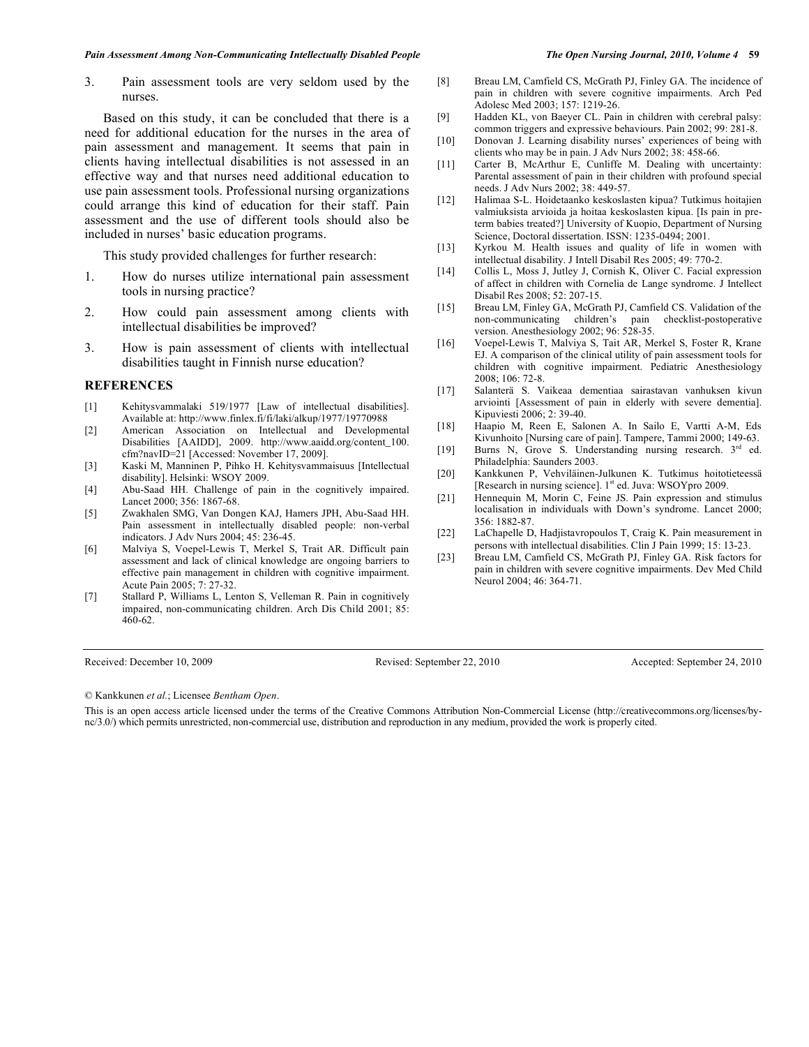3. Pain assessment tools are very seldom used by the nurses.

Based on this study, it can be concluded that there is a need for additional education for the nurses in the area of pain assessment and management. It seems that pain in clients having intellectual disabilities is not assessed in an effective way and that nurses need additional education to use pain assessment tools. Professional nursing organizations could arrange this kind of education for their staff. Pain assessment and the use of different tools should also be included in nurses' basic education programs.

This study provided challenges for further research:

1. How do nurses utilize international pain assessment tools in nursing practice?
2. How could pain assessment among clients with intellectual disabilities be improved?
3. How is pain assessment of clients with intellectual disabilities taught in Finnish nurse education?

## REFERENCES

[1] Kehitysvammalaki 519/1977 [Law of intellectual disabilities]. Available at: http://www.finlex.fi/fi/laki/alkup/1977/19770988

[2] American Association on Intellectual and Developmental Disabilities [AAIDD], 2009. http://www.aaidd.org/content_100.cfm?navID=21 [Accessed: November 17, 2009].

[3] Kaski M, Manninen P, Pihko H. Kehitysvammaisuus [Intellectual disability]. Helsinki: WSOY 2009.

[4] Abu-Saad HH. Challenge of pain in the cognitively impaired. Lancet 2000; 356: 1867-68.

[5] Zwakhalen SMG, Van Dongen KAJ, Hamers JPH, Abu-Saad HH. Pain assessment in intellectually disabled people: non-verbal indicators. J Adv Nurs 2004; 45: 236-45.

[6] Malviya S, Voepel-Lewis T, Merkel S, Trait AR. Difficult pain assessment and lack of clinical knowledge are ongoing barriers to effective pain management in children with cognitive impairment. Acute Pain 2005; 7: 27-32.

[7] Stallard P, Williams L, Lenton S, Velleman R. Pain in cognitively impaired, non-communicating children. Arch Dis Child 2001; 85: 460-62.

[8] Breau LM, Camfield CS, McGrath PJ, Finley GA. The incidence of pain in children with severe cognitive impairments. Arch Ped Adolesc Med 2003; 157: 1219-26.

[9] Hadden KL, von Baeyer CL. Pain in children with cerebral palsy: common triggers and expressive behaviours. Pain 2002; 99: 281-8.

[10] Donovan J. Learning disability nurses' experiences of being with clients who may be in pain. J Adv Nurs 2002; 38: 458-66.

[11] Carter B, McArthur E, Cunliffe M. Dealing with uncertainty: Parental assessment of pain in their children with profound special needs. J Adv Nurs 2002; 38: 449-57.

[12] Halimaa S-L. Hoidetaanko keskoslasten kipua? Tutkimus hoitajien valmiuksista arvioida ja hoitaa keskoslasten kipua. [Is pain in pre-term babies treated?] University of Kuopio, Department of Nursing Science, Doctoral dissertation. ISSN: 1235-0494; 2001.

[13] Kyrkou M. Health issues and quality of life in women with intellectual disability. J Intell Disabil Res 2005; 49: 770-2.

[14] Collis L, Moss J, Jutley J, Cornish K, Oliver C. Facial expression of affect in children with Cornelia de Lange syndrome. J Intellect Disabil Res 2008; 52: 207-15.

[15] Breau LM, Finley GA, McGrath PJ, Camfield CS. Validation of the non-communicating children's pain checklist-postoperative version. Anesthesiology 2002; 96: 528-35.

[16] Voepel-Lewis T, Malviya S, Tait AR, Merkel S, Foster R, Krane EJ. A comparison of the clinical utility of pain assessment tools for children with cognitive impairment. Pediatric Anesthesiology 2008; 106: 72-8.

[17] Salanterä S. Vaikeaa dementiaa sairastavan vanhuksen kivun arviointi [Assessment of pain in elderly with severe dementia]. Kipuviesti 2006; 2: 39-40.

[18] Haapio M, Reen E, Salonen A. In Sailo E, Vartti A-M, Eds Kivunhoito [Nursing care of pain]. Tampere, Tammi 2000; 149-63.

[19] Burns N, Grove S. Understanding nursing research. 3rd ed. Philadelphia: Saunders 2003.

[20] Kankkunen P, Vehviläinen-Julkunen K. Tutkimus hoitotieteessä [Research in nursing science]. 1st ed. Juva: WSOYpro 2009.

[21] Hennequin M, Morin C, Feine JS. Pain expression and stimulus localisation in individuals with Down's syndrome. Lancet 2000; 356: 1882-87.

[22] LaChapelle D, Hadjistavropoulos T, Craig K. Pain measurement in persons with intellectual disabilities. Clin J Pain 1999; 15: 13-23.

[23] Breau LM, Camfield CS, McGrath PJ, Finley GA. Risk factors for pain in children with severe cognitive impairments. Dev Med Child Neurol 2004; 46: 364-71.

Received: December 10, 2009 Revised: September 22, 2010 Accepted: September 24, 2010

© Kankkunen *et al.*; Licensee *Bentham Open*.

This is an open access article licensed under the terms of the Creative Commons Attribution Non-Commercial License (http://creativecommons.org/licenses/by-nc/3.0/) which permits unrestricted, non-commercial use, distribution and reproduction in any medium, provided the work is properly cited.